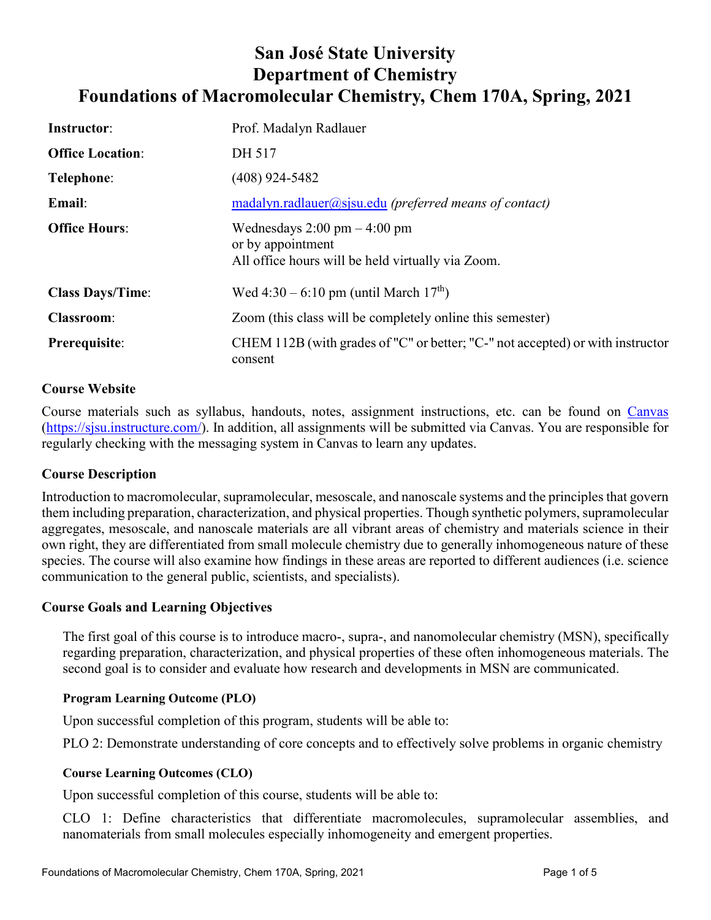# San José State University
# Department of Chemistry
# Foundations of Macromolecular Chemistry, Chem 170A, Spring, 2021

| | |
|---|---|
| **Instructor**: | Prof. Madalyn Radlauer |
| **Office Location**: | DH 517 |
| **Telephone**: | (408) 924-5482 |
| **Email**: | madalyn.radlauer@sjsu.edu *(preferred means of contact)* |
| **Office Hours**: | Wednesdays 2:00 pm – 4:00 pm<br>or by appointment<br>All office hours will be held virtually via Zoom. |
| **Class Days/Time**: | Wed 4:30 – 6:10 pm (until March 17th) |
| **Classroom**: | Zoom (this class will be completely online this semester) |
| **Prerequisite**: | CHEM 112B (with grades of "C" or better; "C-" not accepted) or with instructor consent |

## Course Website

Course materials such as syllabus, handouts, notes, assignment instructions, etc. can be found on Canvas (https://sjsu.instructure.com/). In addition, all assignments will be submitted via Canvas. You are responsible for regularly checking with the messaging system in Canvas to learn any updates.

## Course Description

Introduction to macromolecular, supramolecular, mesoscale, and nanoscale systems and the principles that govern them including preparation, characterization, and physical properties. Though synthetic polymers, supramolecular aggregates, mesoscale, and nanoscale materials are all vibrant areas of chemistry and materials science in their own right, they are differentiated from small molecule chemistry due to generally inhomogeneous nature of these species. The course will also examine how findings in these areas are reported to different audiences (i.e. science communication to the general public, scientists, and specialists).

## Course Goals and Learning Objectives

The first goal of this course is to introduce macro-, supra-, and nanomolecular chemistry (MSN), specifically regarding preparation, characterization, and physical properties of these often inhomogeneous materials. The second goal is to consider and evaluate how research and developments in MSN are communicated.

### Program Learning Outcome (PLO)

Upon successful completion of this program, students will be able to:

PLO 2: Demonstrate understanding of core concepts and to effectively solve problems in organic chemistry

### Course Learning Outcomes (CLO)

Upon successful completion of this course, students will be able to:

CLO 1: Define characteristics that differentiate macromolecules, supramolecular assemblies, and nanomaterials from small molecules especially inhomogeneity and emergent properties.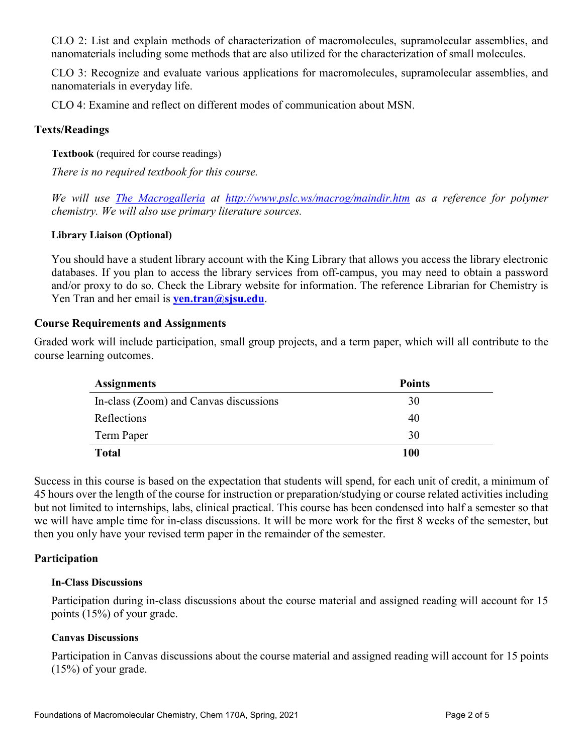CLO 2: List and explain methods of characterization of macromolecules, supramolecular assemblies, and nanomaterials including some methods that are also utilized for the characterization of small molecules.

CLO 3: Recognize and evaluate various applications for macromolecules, supramolecular assemblies, and nanomaterials in everyday life.

CLO 4: Examine and reflect on different modes of communication about MSN.

## Texts/Readings

### Textbook (required for course readings)

*There is no required textbook for this course.*

*We will use [The Macrogalleria](http://www.pslc.ws/macrog/maindir.htm) at [http://www.pslc.ws/macrog/maindir.htm](http://www.pslc.ws/macrog/maindir.htm) as a reference for polymer chemistry. We will also use primary literature sources.*

### Library Liaison (Optional)

You should have a student library account with the King Library that allows you access the library electronic databases. If you plan to access the library services from off-campus, you may need to obtain a password and/or proxy to do so. Check the Library website for information. The reference Librarian for Chemistry is Yen Tran and her email is **yen.tran@sjsu.edu**.

## Course Requirements and Assignments

Graded work will include participation, small group projects, and a term paper, which will all contribute to the course learning outcomes.

| Assignments | Points |
|---|---|
| In-class (Zoom) and Canvas discussions | 30 |
| Reflections | 40 |
| Term Paper | 30 |
| **Total** | **100** |

Success in this course is based on the expectation that students will spend, for each unit of credit, a minimum of 45 hours over the length of the course for instruction or preparation/studying or course related activities including but not limited to internships, labs, clinical practical. This course has been condensed into half a semester so that we will have ample time for in-class discussions. It will be more work for the first 8 weeks of the semester, but then you only have your revised term paper in the remainder of the semester.

## Participation

### In-Class Discussions

Participation during in-class discussions about the course material and assigned reading will account for 15 points (15%) of your grade.

### Canvas Discussions

Participation in Canvas discussions about the course material and assigned reading will account for 15 points (15%) of your grade.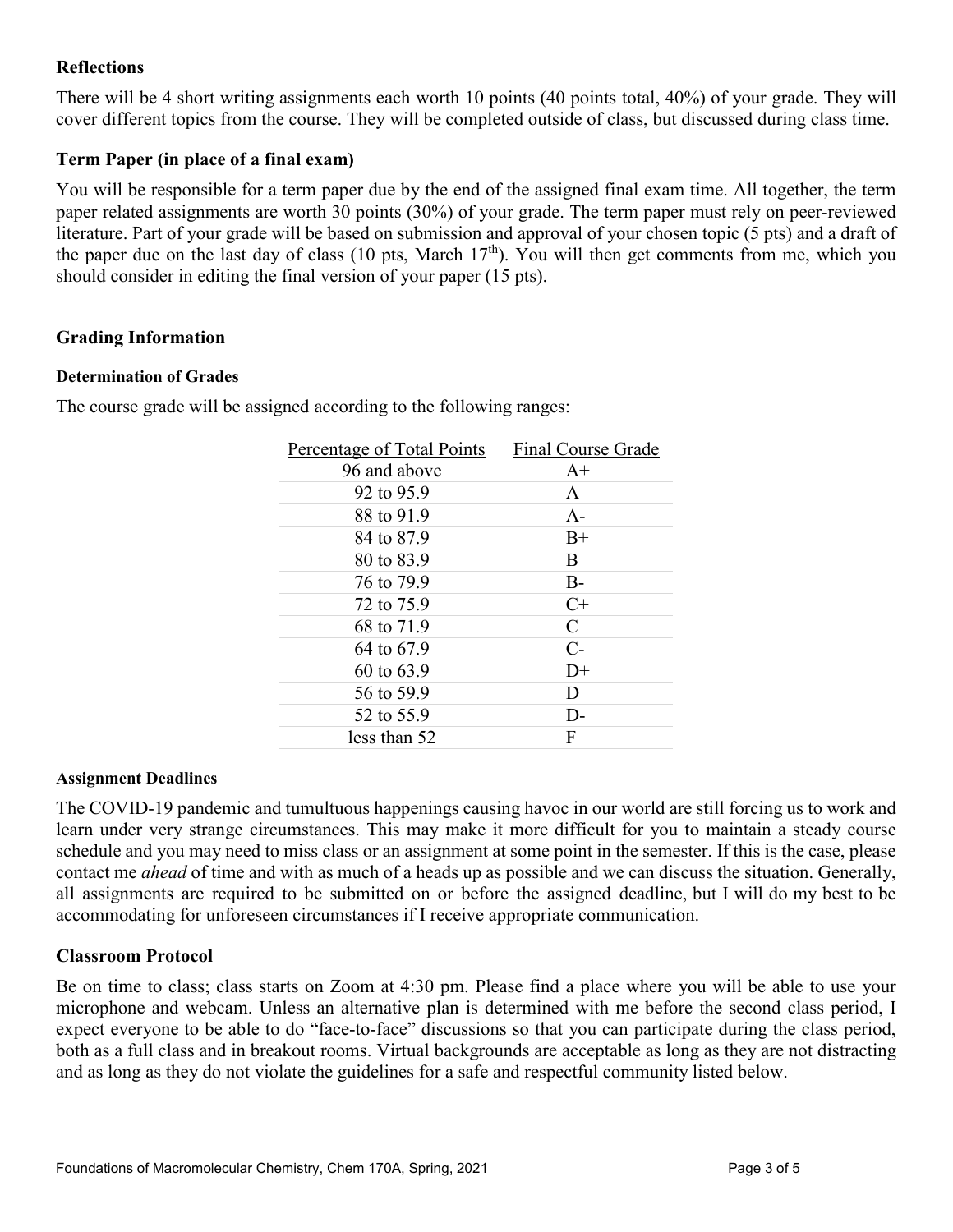### Reflections

There will be 4 short writing assignments each worth 10 points (40 points total, 40%) of your grade. They will cover different topics from the course. They will be completed outside of class, but discussed during class time.

### Term Paper (in place of a final exam)

You will be responsible for a term paper due by the end of the assigned final exam time. All together, the term paper related assignments are worth 30 points (30%) of your grade. The term paper must rely on peer-reviewed literature. Part of your grade will be based on submission and approval of your chosen topic (5 pts) and a draft of the paper due on the last day of class (10 pts, March 17th). You will then get comments from me, which you should consider in editing the final version of your paper (15 pts).

### Grading Information

#### Determination of Grades

The course grade will be assigned according to the following ranges:

| Percentage of Total Points | Final Course Grade |
|---|---|
| 96 and above | A+ |
| 92 to 95.9 | A |
| 88 to 91.9 | A- |
| 84 to 87.9 | B+ |
| 80 to 83.9 | B |
| 76 to 79.9 | B- |
| 72 to 75.9 | C+ |
| 68 to 71.9 | C |
| 64 to 67.9 | C- |
| 60 to 63.9 | D+ |
| 56 to 59.9 | D |
| 52 to 55.9 | D- |
| less than 52 | F |

#### Assignment Deadlines

The COVID-19 pandemic and tumultuous happenings causing havoc in our world are still forcing us to work and learn under very strange circumstances. This may make it more difficult for you to maintain a steady course schedule and you may need to miss class or an assignment at some point in the semester. If this is the case, please contact me *ahead* of time and with as much of a heads up as possible and we can discuss the situation. Generally, all assignments are required to be submitted on or before the assigned deadline, but I will do my best to be accommodating for unforeseen circumstances if I receive appropriate communication.

### Classroom Protocol

Be on time to class; class starts on Zoom at 4:30 pm. Please find a place where you will be able to use your microphone and webcam. Unless an alternative plan is determined with me before the second class period, I expect everyone to be able to do "face-to-face" discussions so that you can participate during the class period, both as a full class and in breakout rooms. Virtual backgrounds are acceptable as long as they are not distracting and as long as they do not violate the guidelines for a safe and respectful community listed below.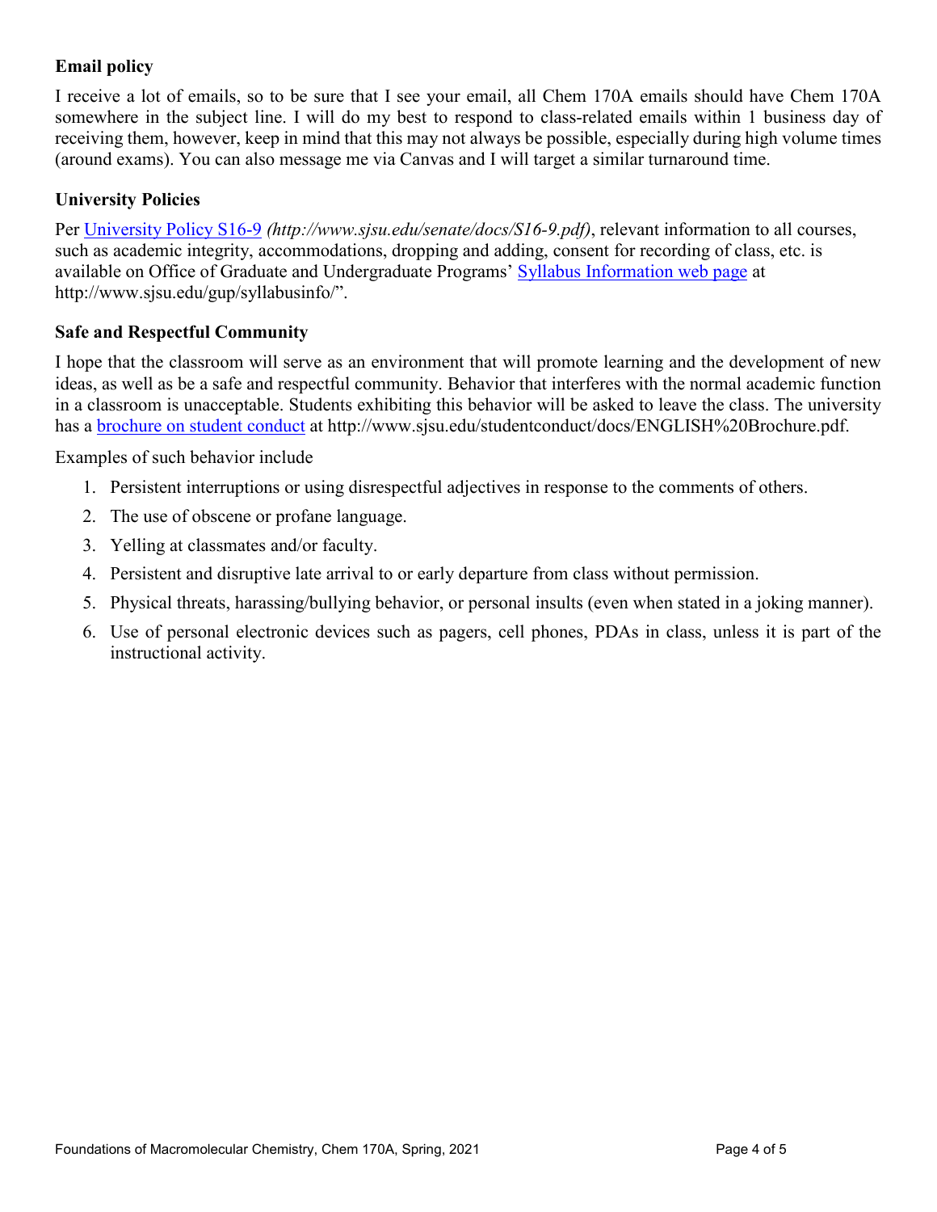### Email policy

I receive a lot of emails, so to be sure that I see your email, all Chem 170A emails should have Chem 170A somewhere in the subject line. I will do my best to respond to class-related emails within 1 business day of receiving them, however, keep in mind that this may not always be possible, especially during high volume times (around exams). You can also message me via Canvas and I will target a similar turnaround time.

### University Policies

Per [University Policy S16-9](http://www.sjsu.edu/senate/docs/S16-9.pdf) *(http://www.sjsu.edu/senate/docs/S16-9.pdf)*, relevant information to all courses, such as academic integrity, accommodations, dropping and adding, consent for recording of class, etc. is available on Office of Graduate and Undergraduate Programs' [Syllabus Information web page](http://www.sjsu.edu/gup/syllabusinfo/) at http://www.sjsu.edu/gup/syllabusinfo/".

### Safe and Respectful Community

I hope that the classroom will serve as an environment that will promote learning and the development of new ideas, as well as be a safe and respectful community. Behavior that interferes with the normal academic function in a classroom is unacceptable. Students exhibiting this behavior will be asked to leave the class. The university has a [brochure on student conduct](http://www.sjsu.edu/studentconduct/docs/ENGLISH%20Brochure.pdf) at http://www.sjsu.edu/studentconduct/docs/ENGLISH%20Brochure.pdf.

Examples of such behavior include

1. Persistent interruptions or using disrespectful adjectives in response to the comments of others.
2. The use of obscene or profane language.
3. Yelling at classmates and/or faculty.
4. Persistent and disruptive late arrival to or early departure from class without permission.
5. Physical threats, harassing/bullying behavior, or personal insults (even when stated in a joking manner).
6. Use of personal electronic devices such as pagers, cell phones, PDAs in class, unless it is part of the instructional activity.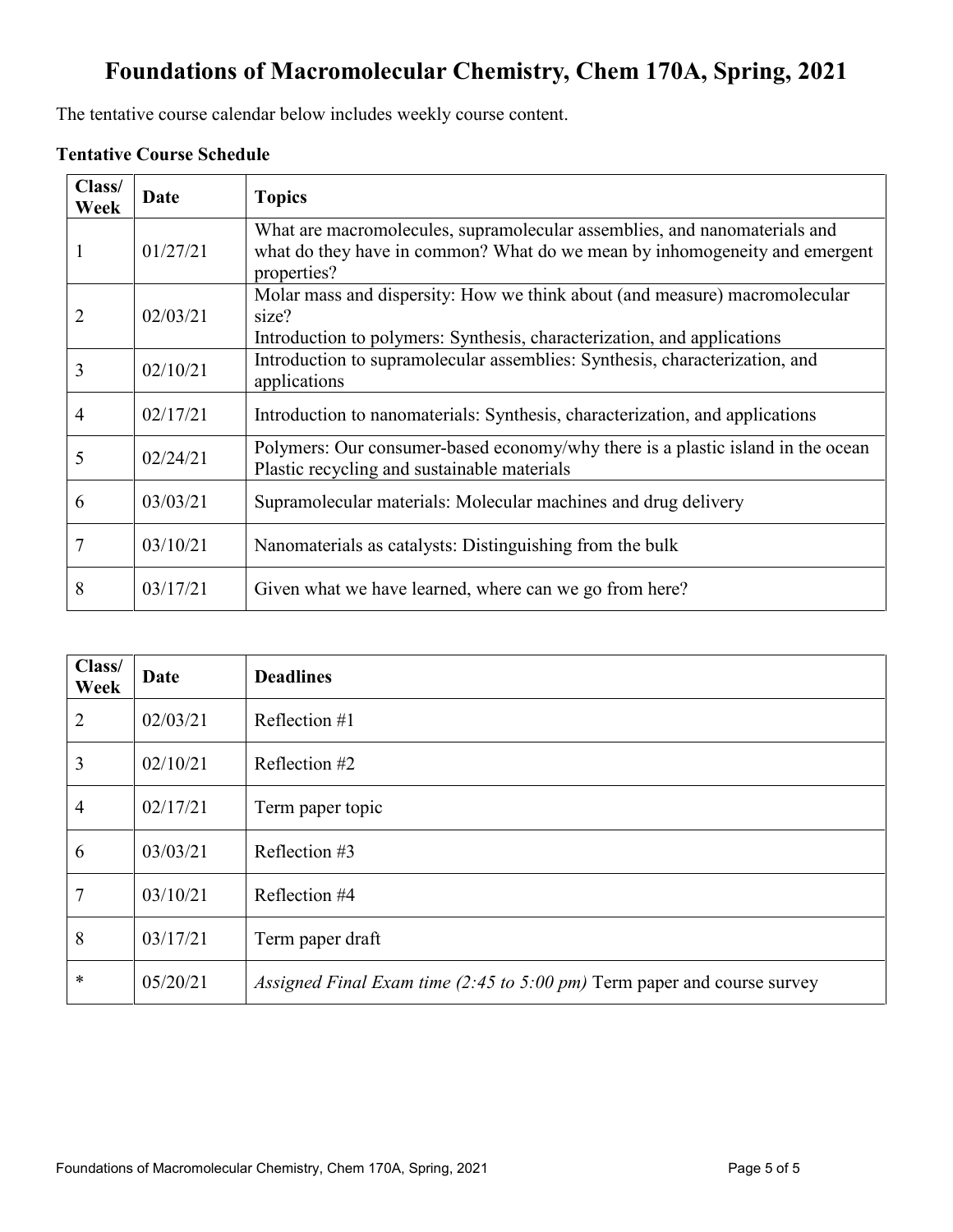# Foundations of Macromolecular Chemistry, Chem 170A, Spring, 2021

The tentative course calendar below includes weekly course content.

**Tentative Course Schedule**

| Class/ Week | Date | Topics |
|---|---|---|
| 1 | 01/27/21 | What are macromolecules, supramolecular assemblies, and nanomaterials and what do they have in common? What do we mean by inhomogeneity and emergent properties? |
| 2 | 02/03/21 | Molar mass and dispersity: How we think about (and measure) macromolecular size?<br>Introduction to polymers: Synthesis, characterization, and applications |
| 3 | 02/10/21 | Introduction to supramolecular assemblies: Synthesis, characterization, and applications |
| 4 | 02/17/21 | Introduction to nanomaterials: Synthesis, characterization, and applications |
| 5 | 02/24/21 | Polymers: Our consumer-based economy/why there is a plastic island in the ocean<br>Plastic recycling and sustainable materials |
| 6 | 03/03/21 | Supramolecular materials: Molecular machines and drug delivery |
| 7 | 03/10/21 | Nanomaterials as catalysts: Distinguishing from the bulk |
| 8 | 03/17/21 | Given what we have learned, where can we go from here? |

| Class/ Week | Date | Deadlines |
|---|---|---|
| 2 | 02/03/21 | Reflection #1 |
| 3 | 02/10/21 | Reflection #2 |
| 4 | 02/17/21 | Term paper topic |
| 6 | 03/03/21 | Reflection #3 |
| 7 | 03/10/21 | Reflection #4 |
| 8 | 03/17/21 | Term paper draft |
| * | 05/20/21 | *Assigned Final Exam time (2:45 to 5:00 pm)* Term paper and course survey |